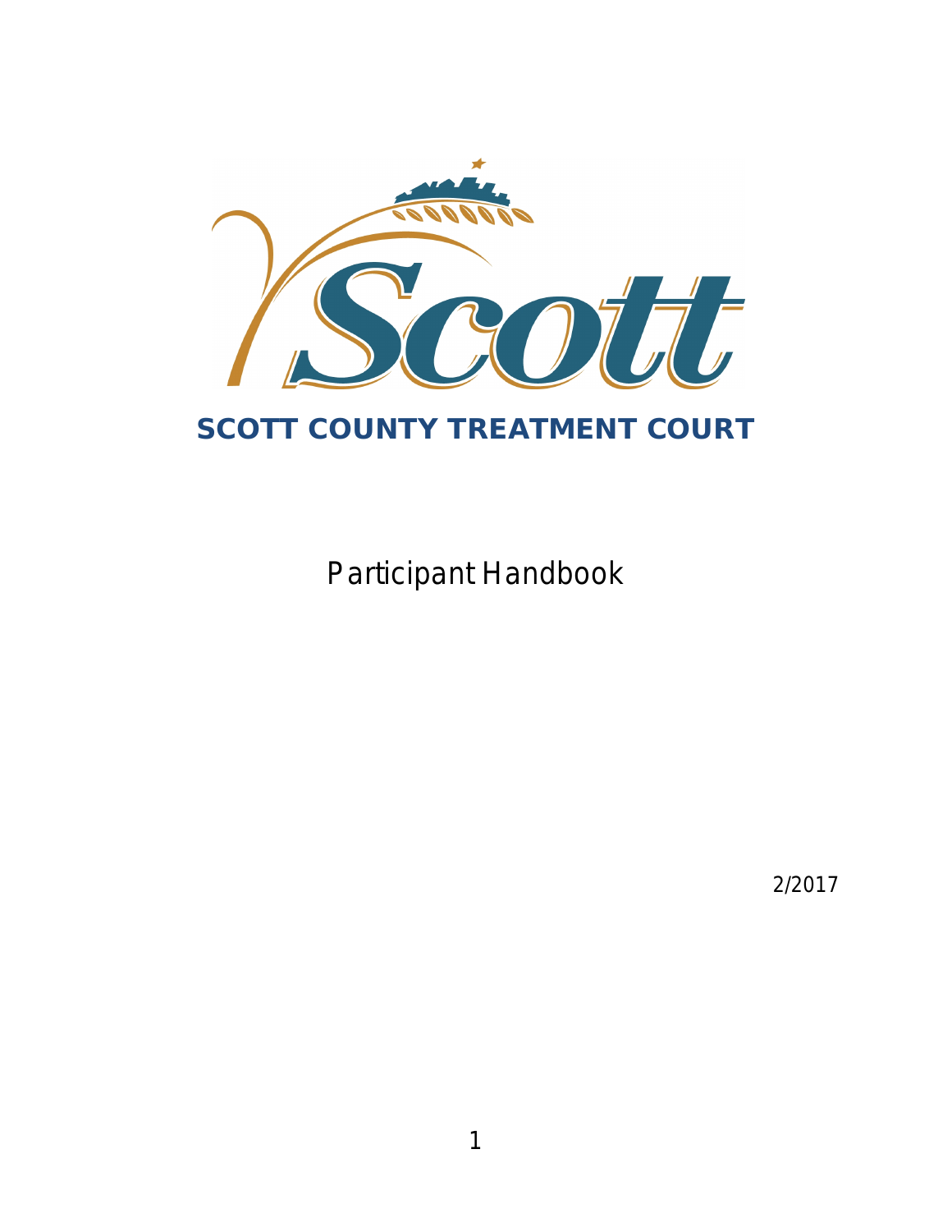# SCOTT COUNTY TREATMENT COURT

Participant Handbook

2/2017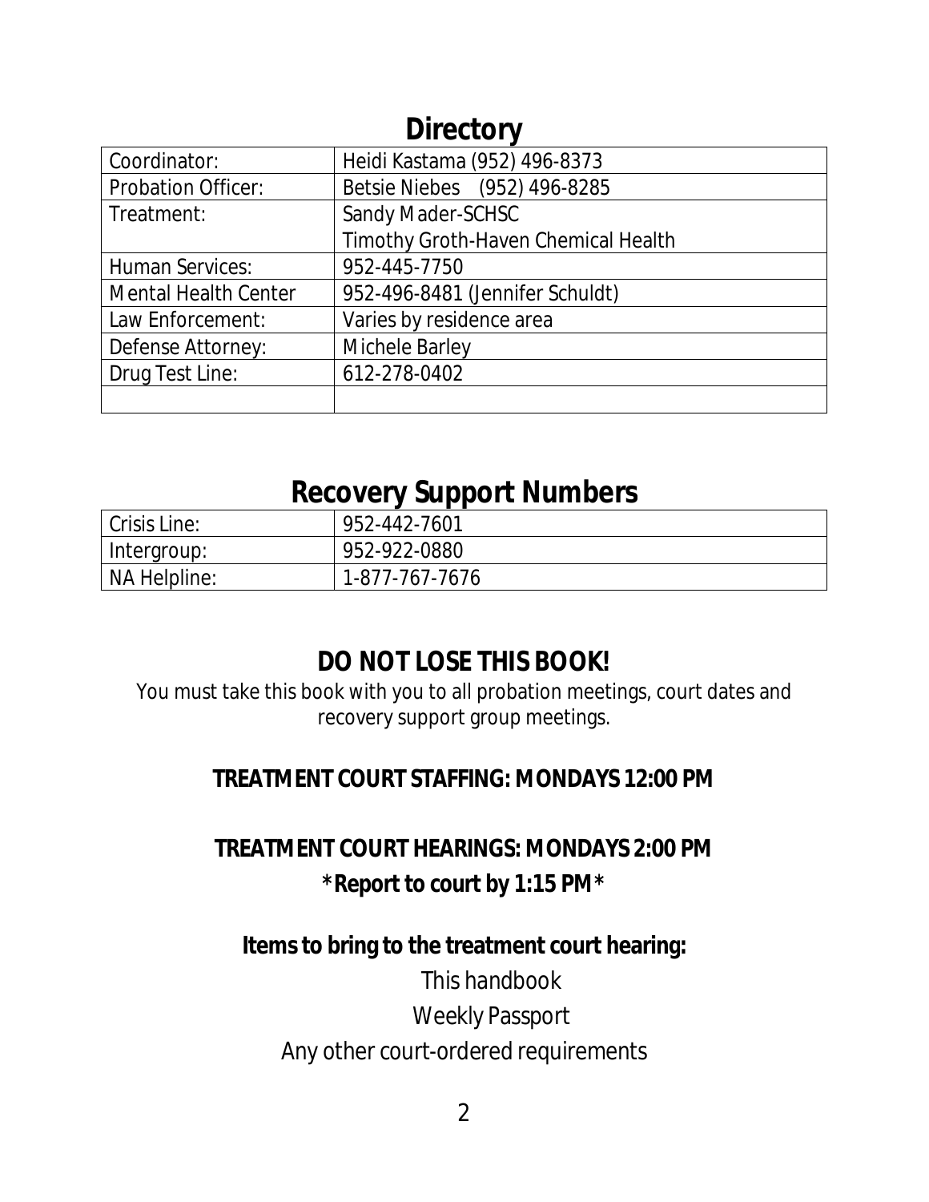## Directory

| Coordinator: | Heidi Kastama (952) 496-8373 |
|---|---|
| Probation Officer: | Betsie Niebes (952) 496-8285 |
| Treatment: | Sandy Mader-SCHSC<br>Timothy Groth-Haven Chemical Health |
| Human Services: | 952-445-7750 |
| Mental Health Center | 952-496-8481 (Jennifer Schuldt) |
| Law Enforcement: | Varies by residence area |
| Defense Attorney: | Michele Barley |
| Drug Test Line: | 612-278-0402 |
| | |

## Recovery Support Numbers

| Crisis Line: | 952-442-7601 |
|---|---|
| Intergroup: | 952-922-0880 |
| NA Helpline: | 1-877-767-7676 |

### DO NOT LOSE THIS BOOK!

You must take this book with you to all probation meetings, court dates and recovery support group meetings.

**TREATMENT COURT STAFFING: MONDAYS 12:00 PM**

**TREATMENT COURT HEARINGS: MONDAYS 2:00 PM**

***Report to court by 1:15 PM***

**Items to bring to the treatment court hearing:**

This handbook

Weekly Passport

Any other court-ordered requirements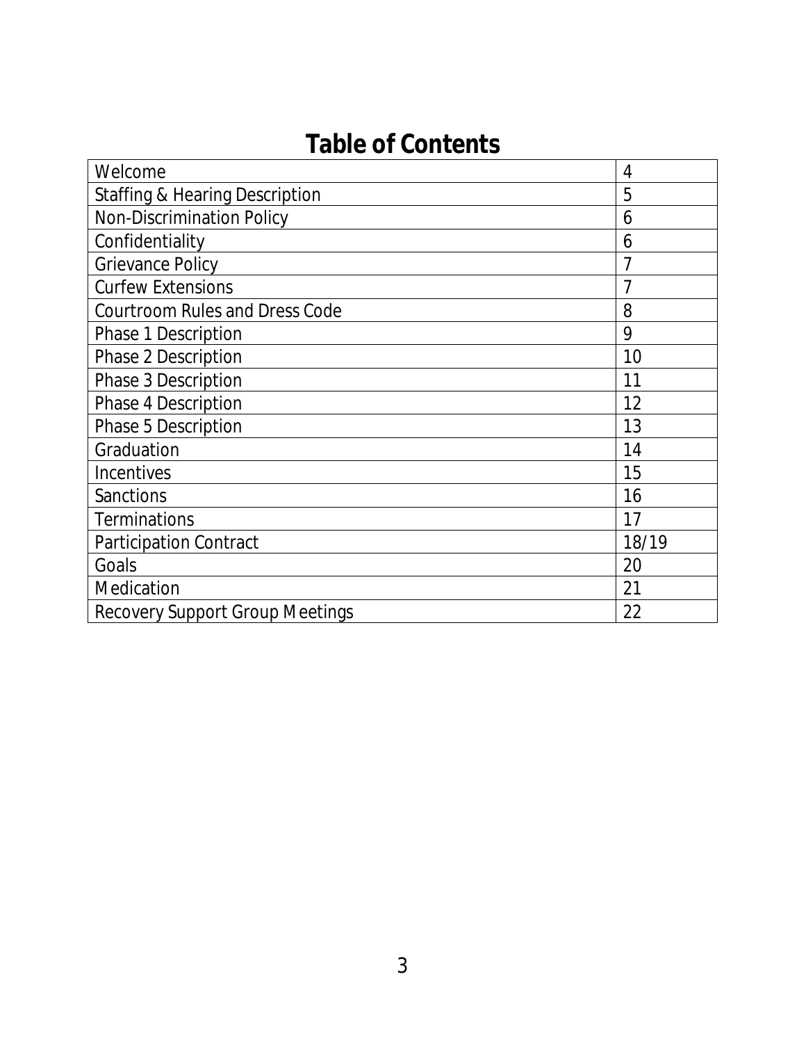# Table of Contents

| | |
|---|---|
| Welcome | 4 |
| Staffing & Hearing Description | 5 |
| Non-Discrimination Policy | 6 |
| Confidentiality | 6 |
| Grievance Policy | 7 |
| Curfew Extensions | 7 |
| Courtroom Rules and Dress Code | 8 |
| Phase 1 Description | 9 |
| Phase 2 Description | 10 |
| Phase 3 Description | 11 |
| Phase 4 Description | 12 |
| Phase 5 Description | 13 |
| Graduation | 14 |
| Incentives | 15 |
| Sanctions | 16 |
| Terminations | 17 |
| Participation Contract | 18/19 |
| Goals | 20 |
| Medication | 21 |
| Recovery Support Group Meetings | 22 |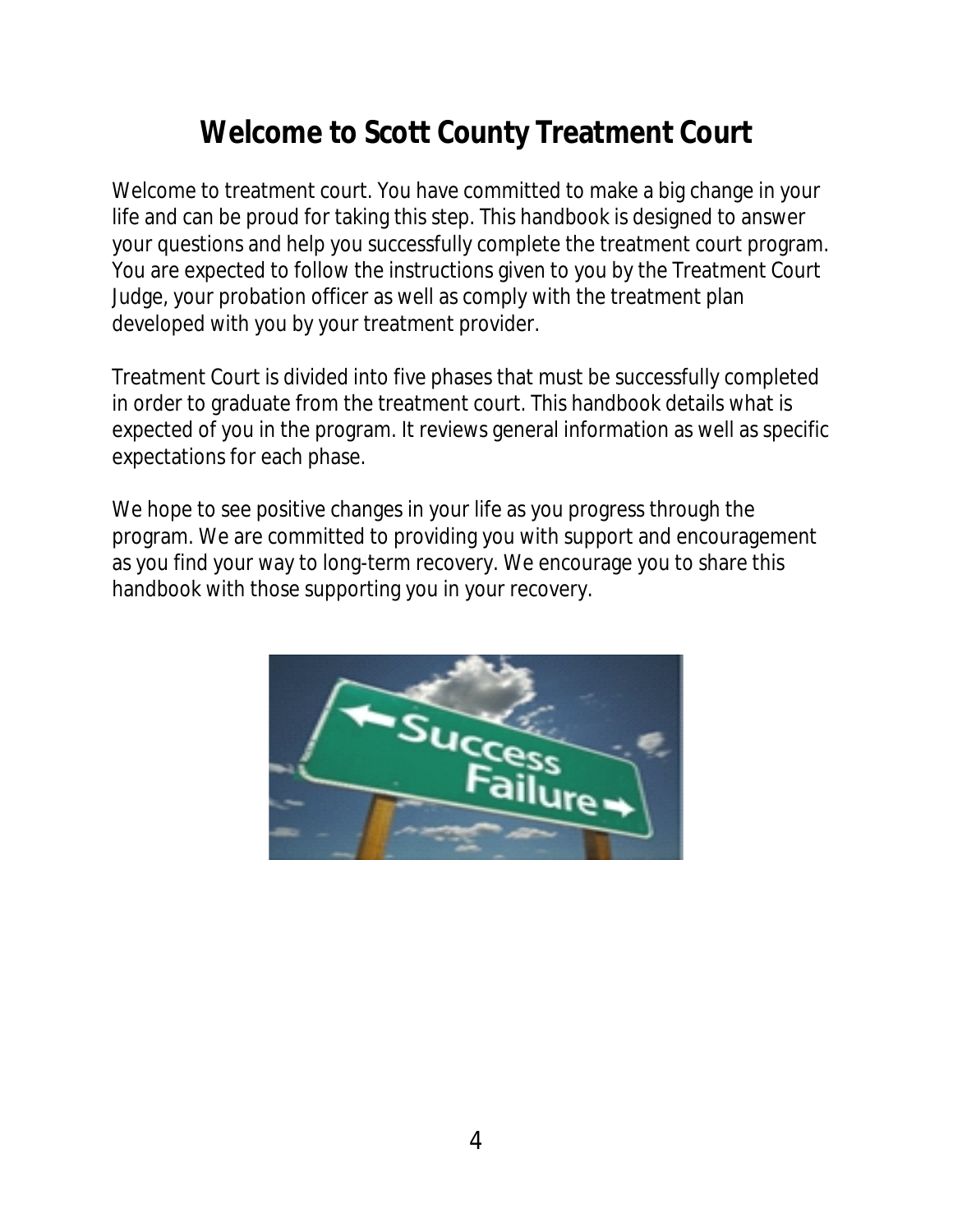# Welcome to Scott County Treatment Court

Welcome to treatment court. You have committed to make a big change in your life and can be proud for taking this step. This handbook is designed to answer your questions and help you successfully complete the treatment court program. You are expected to follow the instructions given to you by the Treatment Court Judge, your probation officer as well as comply with the treatment plan developed with you by your treatment provider.

Treatment Court is divided into five phases that must be successfully completed in order to graduate from the treatment court. This handbook details what is expected of you in the program. It reviews general information as well as specific expectations for each phase.

We hope to see positive changes in your life as you progress through the program. We are committed to providing you with support and encouragement as you find your way to long-term recovery. We encourage you to share this handbook with those supporting you in your recovery.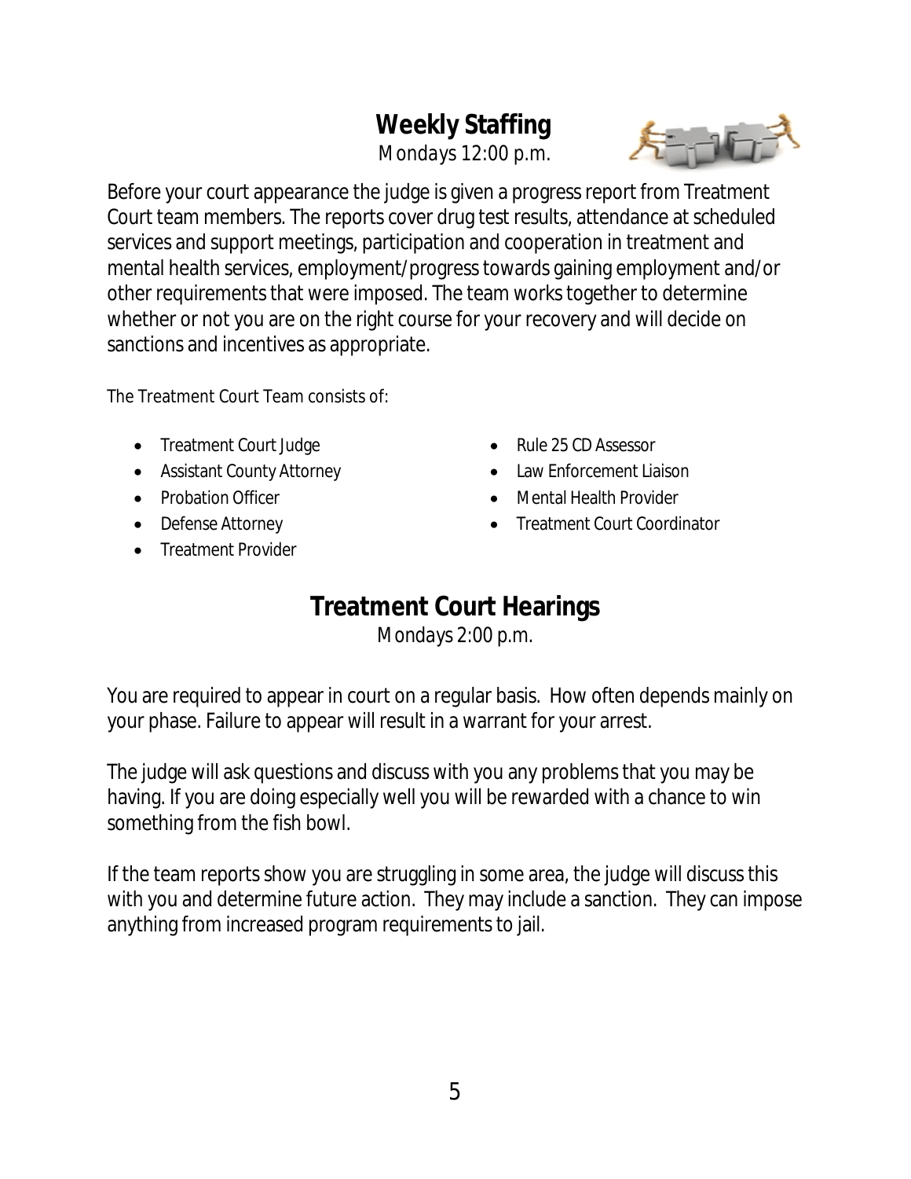## Weekly Staffing

*Mondays 12:00 p.m.*

Before your court appearance the judge is given a progress report from Treatment Court team members. The reports cover drug test results, attendance at scheduled services and support meetings, participation and cooperation in treatment and mental health services, employment/progress towards gaining employment and/or other requirements that were imposed. The team works together to determine whether or not you are on the right course for your recovery and will decide on sanctions and incentives as appropriate.

The Treatment Court Team consists of:

- Treatment Court Judge
- Assistant County Attorney
- Probation Officer
- Defense Attorney
- Treatment Provider
- Rule 25 CD Assessor
- Law Enforcement Liaison
- Mental Health Provider
- Treatment Court Coordinator

## Treatment Court Hearings

*Mondays 2:00 p.m.*

You are required to appear in court on a regular basis. How often depends mainly on your phase. Failure to appear will result in a warrant for your arrest.

The judge will ask questions and discuss with you any problems that you may be having. If you are doing especially well you will be rewarded with a chance to win something from the fish bowl.

If the team reports show you are struggling in some area, the judge will discuss this with you and determine future action. They may include a sanction. They can impose anything from increased program requirements to jail.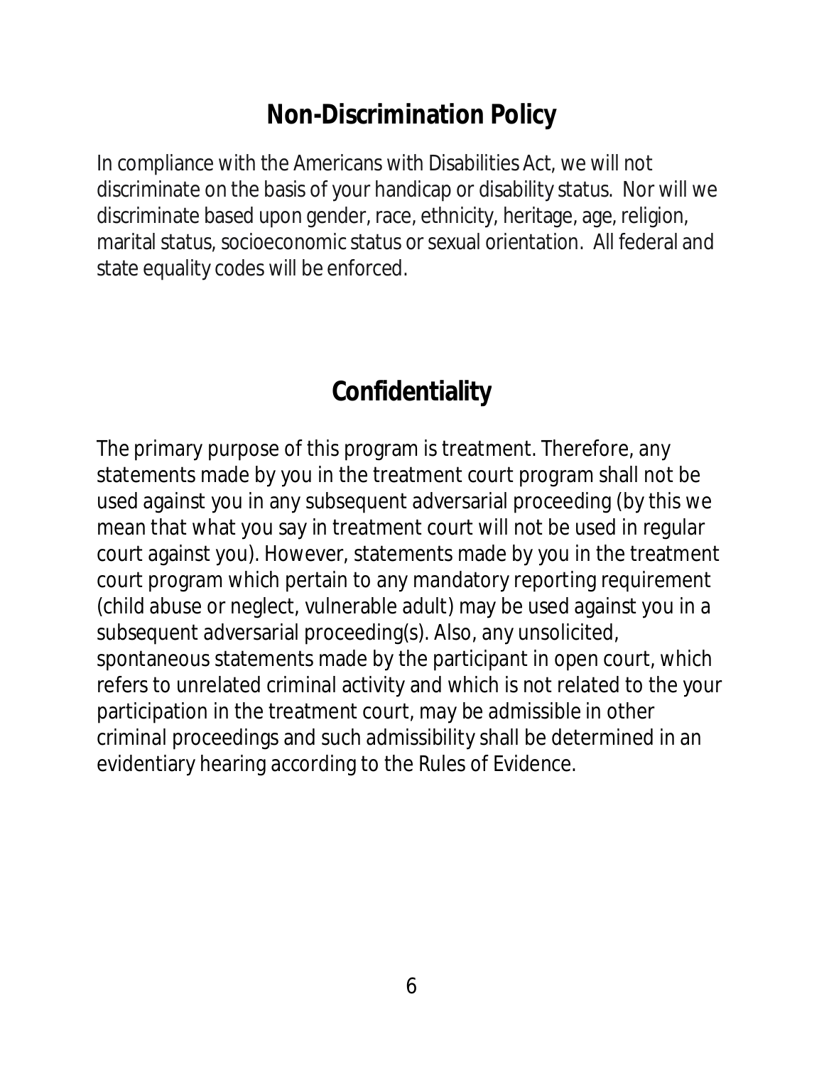## Non-Discrimination Policy

In compliance with the Americans with Disabilities Act, we will not discriminate on the basis of your handicap or disability status. Nor will we discriminate based upon gender, race, ethnicity, heritage, age, religion, marital status, socioeconomic status or sexual orientation. All federal and state equality codes will be enforced.

## Confidentiality

The primary purpose of this program is treatment. Therefore, any statements made by you in the treatment court program shall not be used against you in any subsequent adversarial proceeding (by this we mean that what you say in treatment court will not be used in regular court against you). However, statements made by you in the treatment court program which pertain to any mandatory reporting requirement (child abuse or neglect, vulnerable adult) may be used against you in a subsequent adversarial proceeding(s). Also, any unsolicited, spontaneous statements made by the participant in open court, which refers to unrelated criminal activity and which is not related to the your participation in the treatment court, may be admissible in other criminal proceedings and such admissibility shall be determined in an evidentiary hearing according to the Rules of Evidence.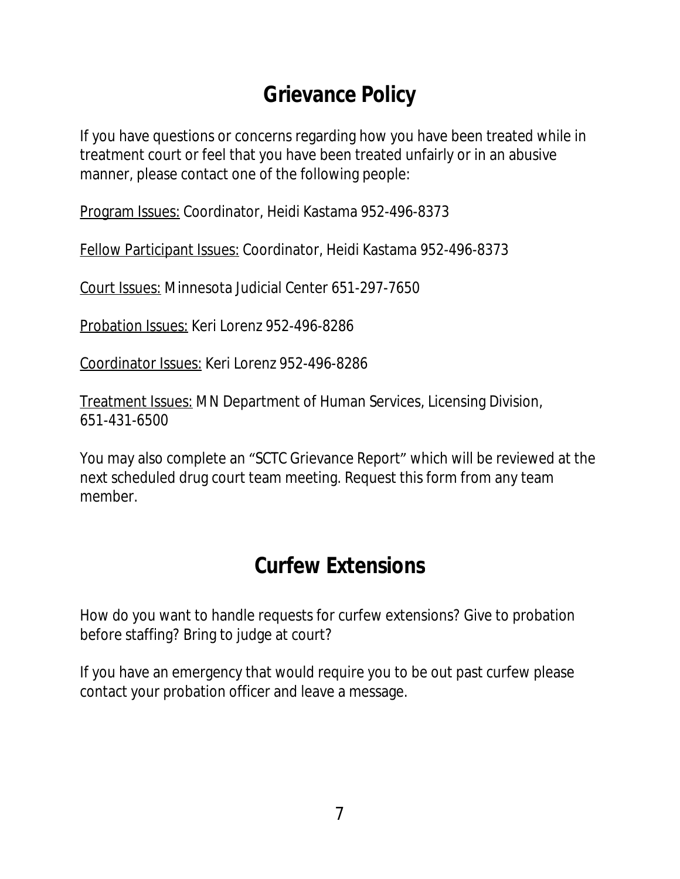# Grievance Policy

If you have questions or concerns regarding how you have been treated while in treatment court or feel that you have been treated unfairly or in an abusive manner, please contact one of the following people:

<u>Program Issues:</u> Coordinator, Heidi Kastama 952-496-8373

<u>Fellow Participant Issues:</u> Coordinator, Heidi Kastama 952-496-8373

<u>Court Issues:</u> Minnesota Judicial Center 651-297-7650

<u>Probation Issues:</u> Keri Lorenz 952-496-8286

<u>Coordinator Issues:</u> Keri Lorenz 952-496-8286

<u>Treatment Issues:</u> MN Department of Human Services, Licensing Division, 651-431-6500

You may also complete an "SCTC Grievance Report" which will be reviewed at the next scheduled drug court team meeting. Request this form from any team member.

# Curfew Extensions

How do you want to handle requests for curfew extensions? Give to probation before staffing? Bring to judge at court?

If you have an emergency that would require you to be out past curfew please contact your probation officer and leave a message.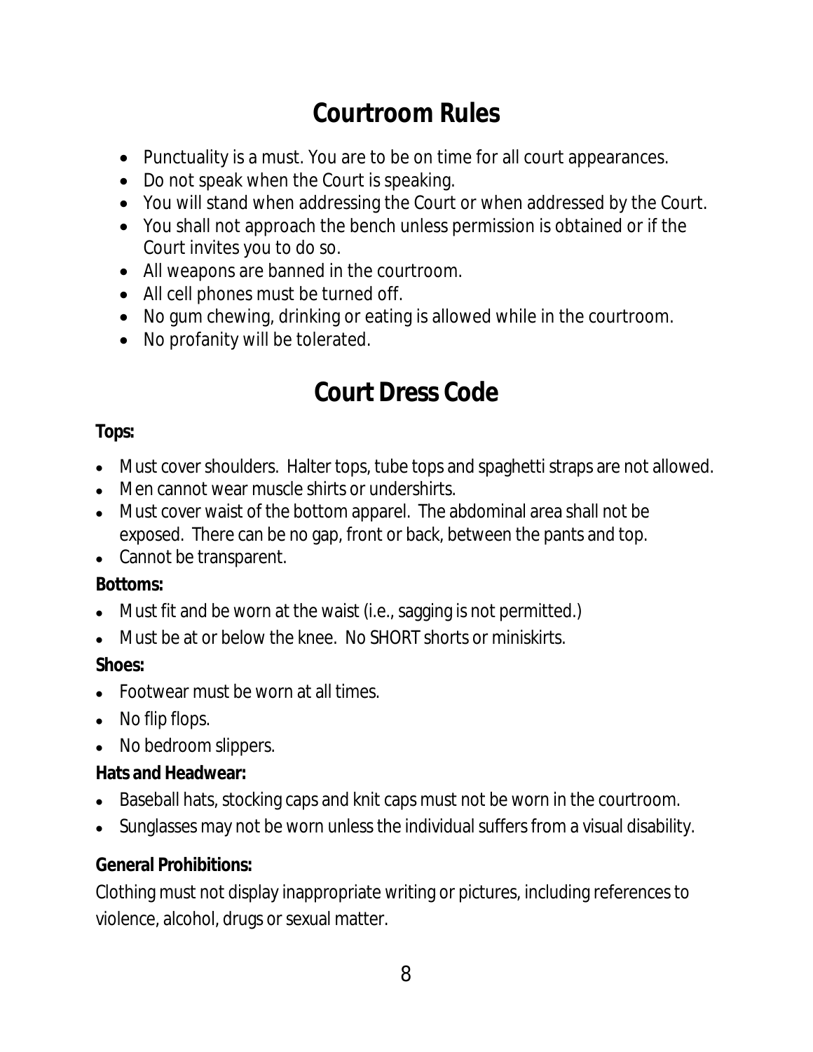# Courtroom Rules

- Punctuality is a must. You are to be on time for all court appearances.
- Do not speak when the Court is speaking.
- You will stand when addressing the Court or when addressed by the Court.
- You shall not approach the bench unless permission is obtained or if the Court invites you to do so.
- All weapons are banned in the courtroom.
- All cell phones must be turned off.
- No gum chewing, drinking or eating is allowed while in the courtroom.
- No profanity will be tolerated.

# Court Dress Code

**Tops:**

- Must cover shoulders. Halter tops, tube tops and spaghetti straps are not allowed.
- Men cannot wear muscle shirts or undershirts.
- Must cover waist of the bottom apparel. The abdominal area shall not be exposed. There can be no gap, front or back, between the pants and top.
- Cannot be transparent.

**Bottoms:**

- Must fit and be worn at the waist (i.e., sagging is not permitted.)
- Must be at or below the knee. No SHORT shorts or miniskirts.

**Shoes:**

- Footwear must be worn at all times.
- No flip flops.
- No bedroom slippers.

**Hats and Headwear:**

- Baseball hats, stocking caps and knit caps must not be worn in the courtroom.
- Sunglasses may not be worn unless the individual suffers from a visual disability.

**General Prohibitions:**

Clothing must not display inappropriate writing or pictures, including references to violence, alcohol, drugs or sexual matter.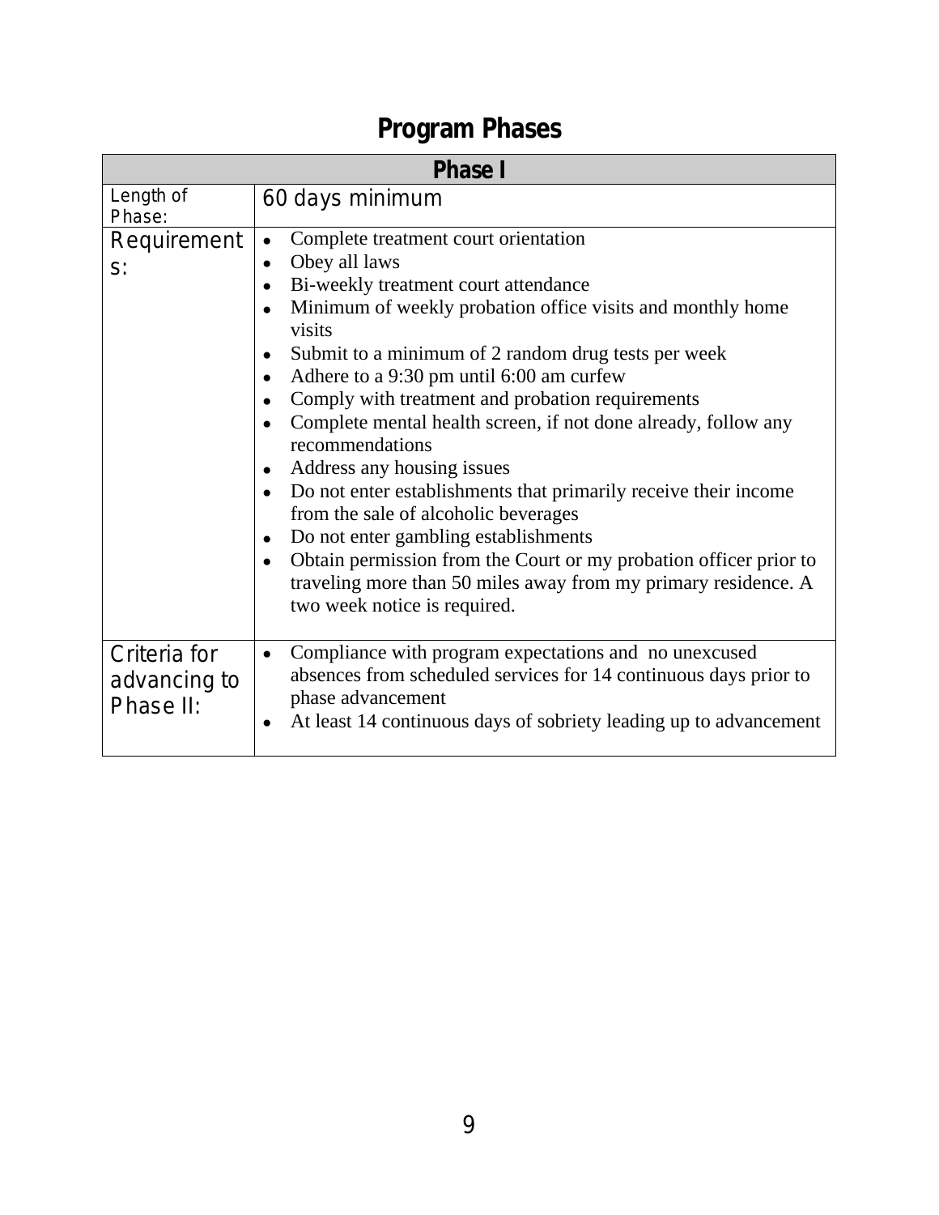# Program Phases

| Phase I | |
|---|---|
| Length of Phase: | 60 days minimum |
| Requirements: | • Complete treatment court orientation<br>• Obey all laws<br>• Bi-weekly treatment court attendance<br>• Minimum of weekly probation office visits and monthly home visits<br>• Submit to a minimum of 2 random drug tests per week<br>• Adhere to a 9:30 pm until 6:00 am curfew<br>• Comply with treatment and probation requirements<br>• Complete mental health screen, if not done already, follow any recommendations<br>• Address any housing issues<br>• Do not enter establishments that primarily receive their income from the sale of alcoholic beverages<br>• Do not enter gambling establishments<br>• Obtain permission from the Court or my probation officer prior to traveling more than 50 miles away from my primary residence. A two week notice is required. |
| Criteria for advancing to Phase II: | • Compliance with program expectations and no unexcused absences from scheduled services for 14 continuous days prior to phase advancement<br>• At least 14 continuous days of sobriety leading up to advancement |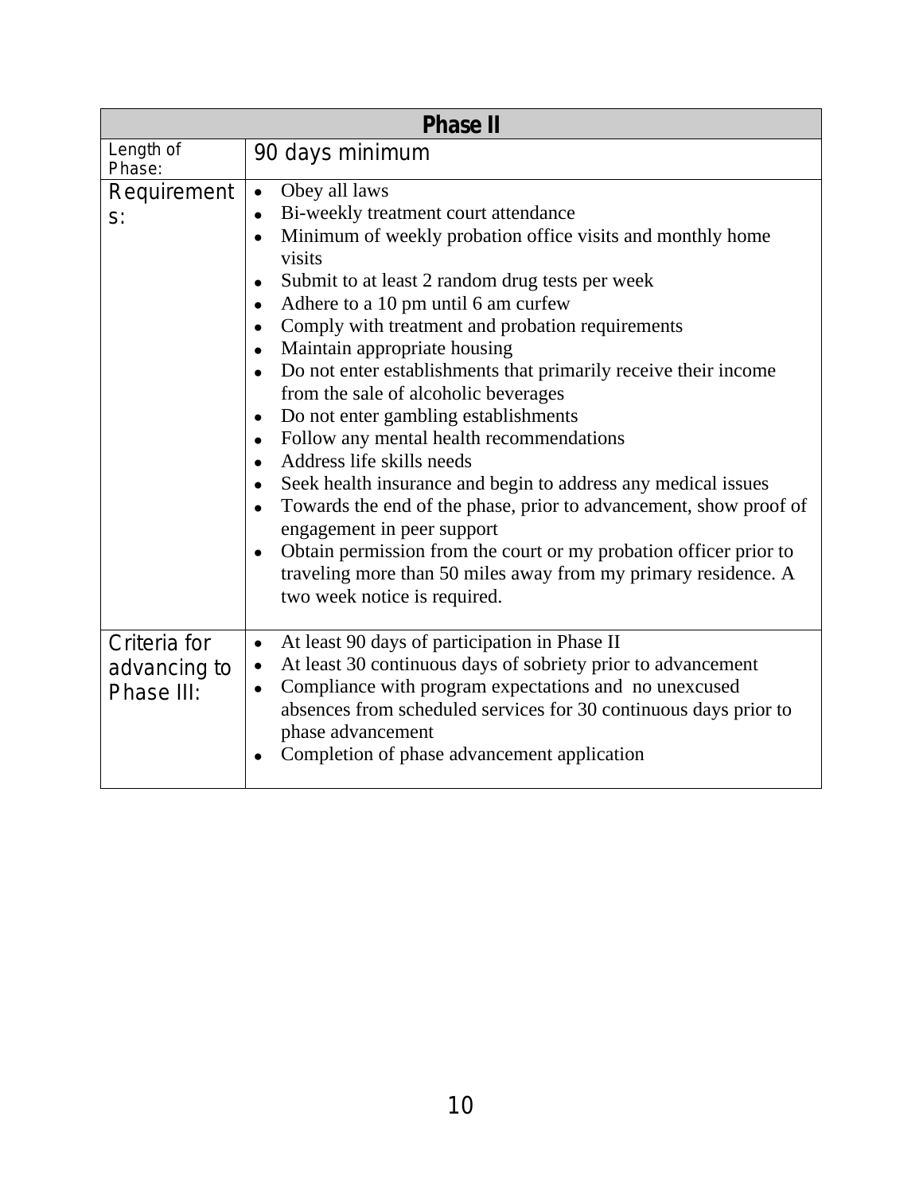| Phase II | |
|---|---|
| Length of Phase: | 90 days minimum |
| Requirements: | • Obey all laws<br>• Bi-weekly treatment court attendance<br>• Minimum of weekly probation office visits and monthly home visits<br>• Submit to at least 2 random drug tests per week<br>• Adhere to a 10 pm until 6 am curfew<br>• Comply with treatment and probation requirements<br>• Maintain appropriate housing<br>• Do not enter establishments that primarily receive their income from the sale of alcoholic beverages<br>• Do not enter gambling establishments<br>• Follow any mental health recommendations<br>• Address life skills needs<br>• Seek health insurance and begin to address any medical issues<br>• Towards the end of the phase, prior to advancement, show proof of engagement in peer support<br>• Obtain permission from the court or my probation officer prior to traveling more than 50 miles away from my primary residence. A two week notice is required. |
| Criteria for advancing to Phase III: | • At least 90 days of participation in Phase II<br>• At least 30 continuous days of sobriety prior to advancement<br>• Compliance with program expectations and no unexcused absences from scheduled services for 30 continuous days prior to phase advancement<br>• Completion of phase advancement application |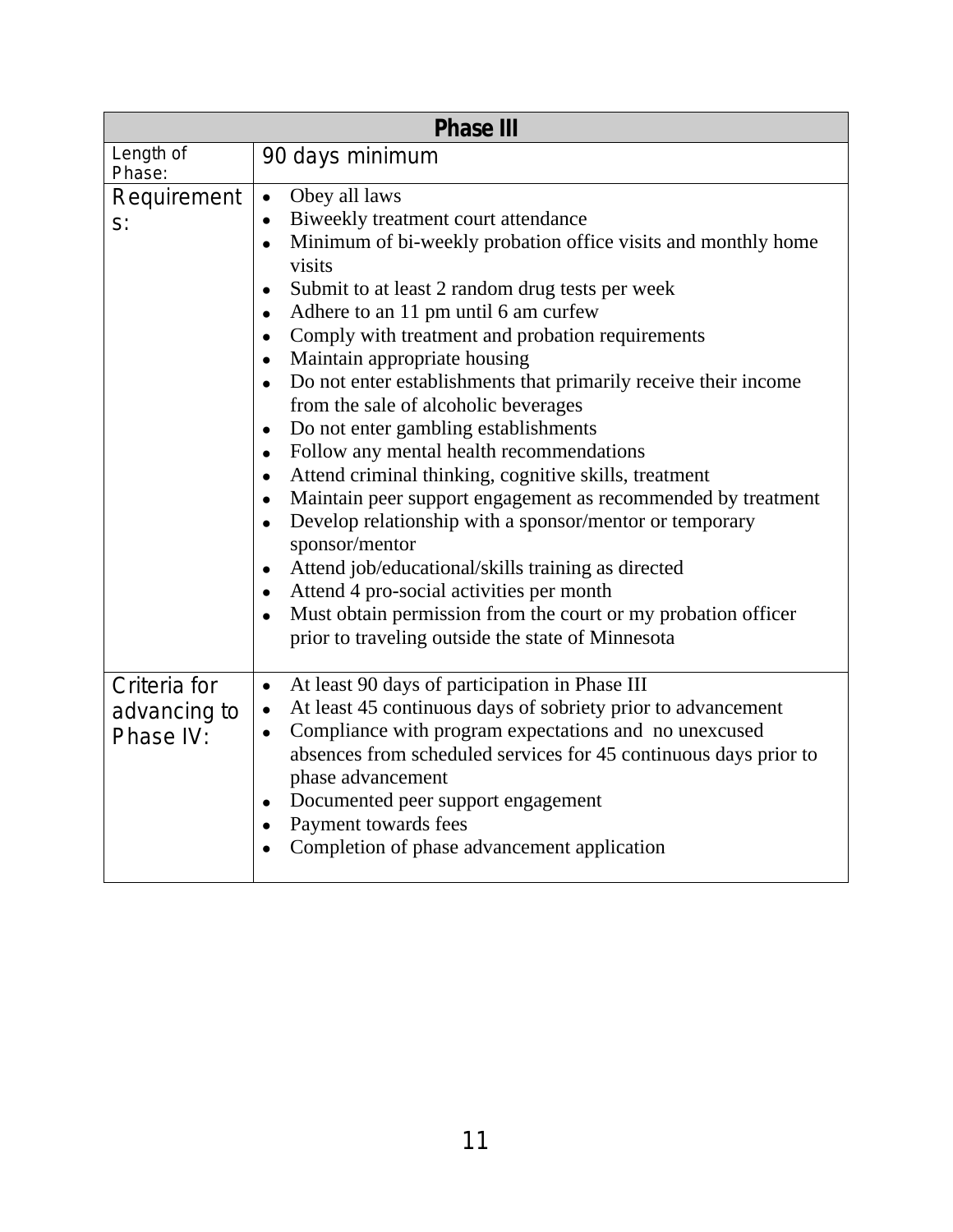| Phase III | |
|---|---|
| Length of Phase: | 90 days minimum |
| Requirements: | • Obey all laws<br>• Biweekly treatment court attendance<br>• Minimum of bi-weekly probation office visits and monthly home visits<br>• Submit to at least 2 random drug tests per week<br>• Adhere to an 11 pm until 6 am curfew<br>• Comply with treatment and probation requirements<br>• Maintain appropriate housing<br>• Do not enter establishments that primarily receive their income from the sale of alcoholic beverages<br>• Do not enter gambling establishments<br>• Follow any mental health recommendations<br>• Attend criminal thinking, cognitive skills, treatment<br>• Maintain peer support engagement as recommended by treatment<br>• Develop relationship with a sponsor/mentor or temporary sponsor/mentor<br>• Attend job/educational/skills training as directed<br>• Attend 4 pro-social activities per month<br>• Must obtain permission from the court or my probation officer prior to traveling outside the state of Minnesota |
| Criteria for advancing to Phase IV: | • At least 90 days of participation in Phase III<br>• At least 45 continuous days of sobriety prior to advancement<br>• Compliance with program expectations and no unexcused absences from scheduled services for 45 continuous days prior to phase advancement<br>• Documented peer support engagement<br>• Payment towards fees<br>• Completion of phase advancement application |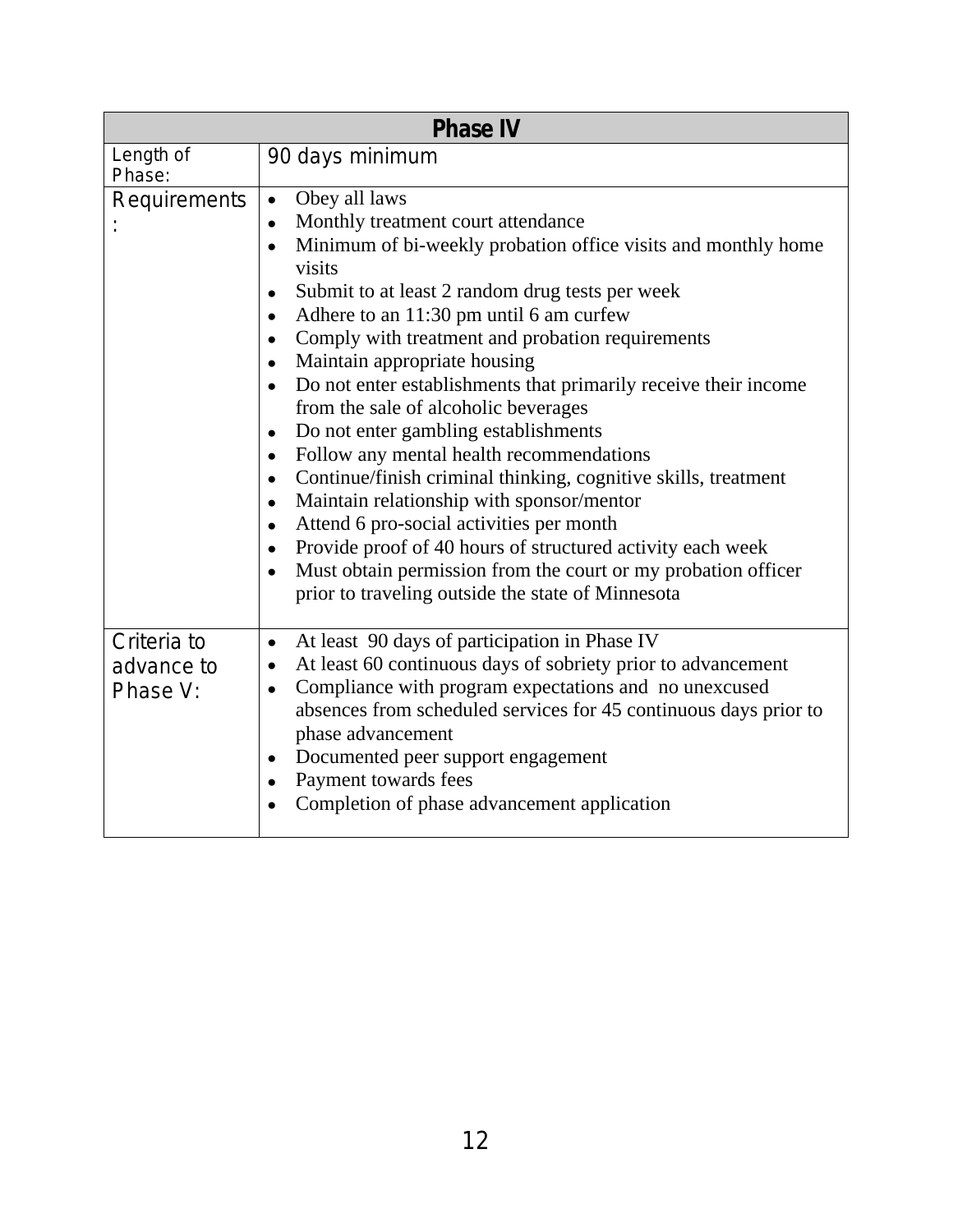| Phase IV | |
|---|---|
| Length of Phase: | 90 days minimum |
| Requirements: | • Obey all laws<br>• Monthly treatment court attendance<br>• Minimum of bi-weekly probation office visits and monthly home visits<br>• Submit to at least 2 random drug tests per week<br>• Adhere to an 11:30 pm until 6 am curfew<br>• Comply with treatment and probation requirements<br>• Maintain appropriate housing<br>• Do not enter establishments that primarily receive their income from the sale of alcoholic beverages<br>• Do not enter gambling establishments<br>• Follow any mental health recommendations<br>• Continue/finish criminal thinking, cognitive skills, treatment<br>• Maintain relationship with sponsor/mentor<br>• Attend 6 pro-social activities per month<br>• Provide proof of 40 hours of structured activity each week<br>• Must obtain permission from the court or my probation officer prior to traveling outside the state of Minnesota |
| Criteria to advance to Phase V: | • At least 90 days of participation in Phase IV<br>• At least 60 continuous days of sobriety prior to advancement<br>• Compliance with program expectations and no unexcused absences from scheduled services for 45 continuous days prior to phase advancement<br>• Documented peer support engagement<br>• Payment towards fees<br>• Completion of phase advancement application |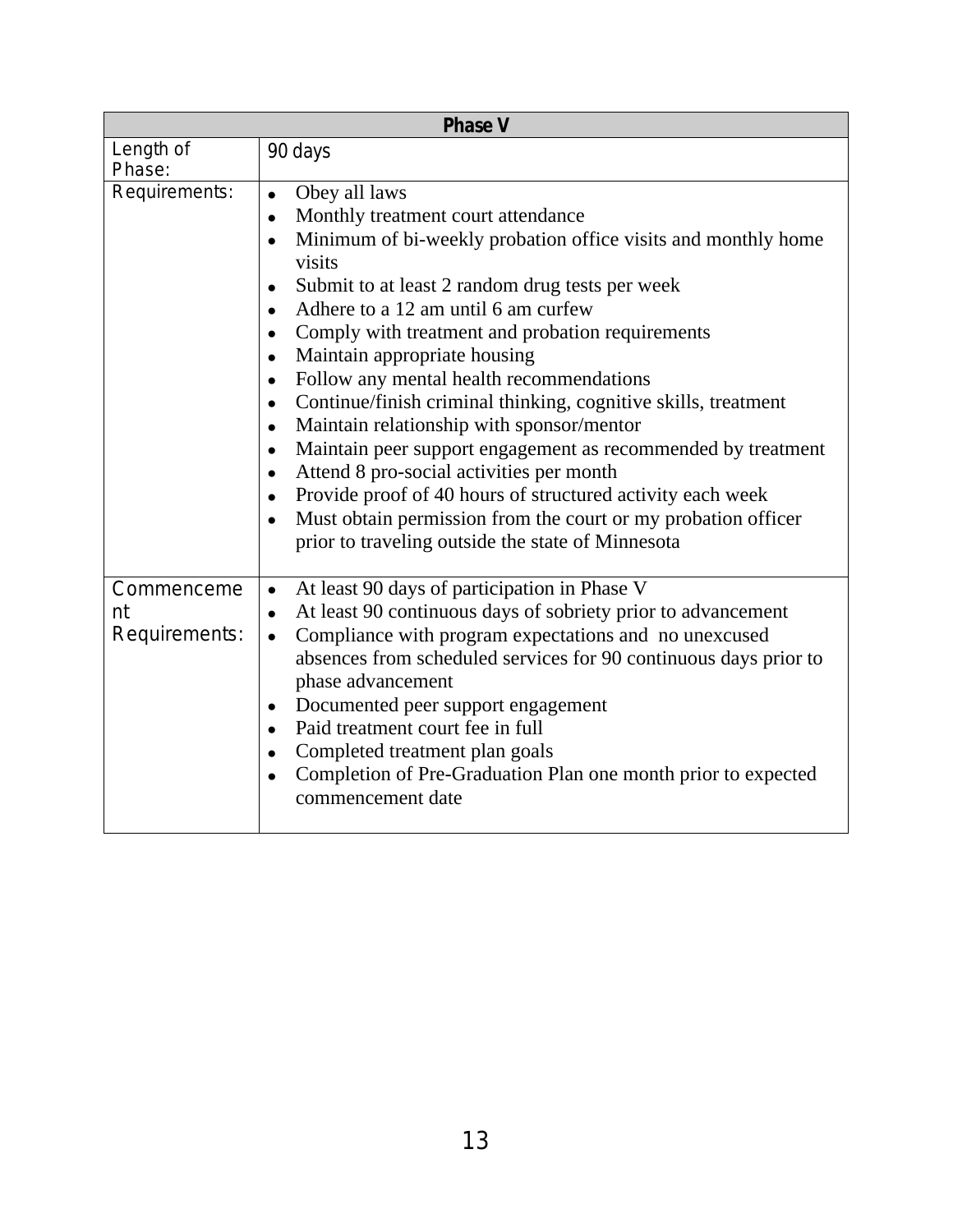| Phase V | |
|---|---|
| Length of Phase: | 90 days |
| Requirements: | • Obey all laws<br>• Monthly treatment court attendance<br>• Minimum of bi-weekly probation office visits and monthly home visits<br>• Submit to at least 2 random drug tests per week<br>• Adhere to a 12 am until 6 am curfew<br>• Comply with treatment and probation requirements<br>• Maintain appropriate housing<br>• Follow any mental health recommendations<br>• Continue/finish criminal thinking, cognitive skills, treatment<br>• Maintain relationship with sponsor/mentor<br>• Maintain peer support engagement as recommended by treatment<br>• Attend 8 pro-social activities per month<br>• Provide proof of 40 hours of structured activity each week<br>• Must obtain permission from the court or my probation officer prior to traveling outside the state of Minnesota |
| Commencement Requirements: | • At least 90 days of participation in Phase V<br>• At least 90 continuous days of sobriety prior to advancement<br>• Compliance with program expectations and no unexcused absences from scheduled services for 90 continuous days prior to phase advancement<br>• Documented peer support engagement<br>• Paid treatment court fee in full<br>• Completed treatment plan goals<br>• Completion of Pre-Graduation Plan one month prior to expected commencement date |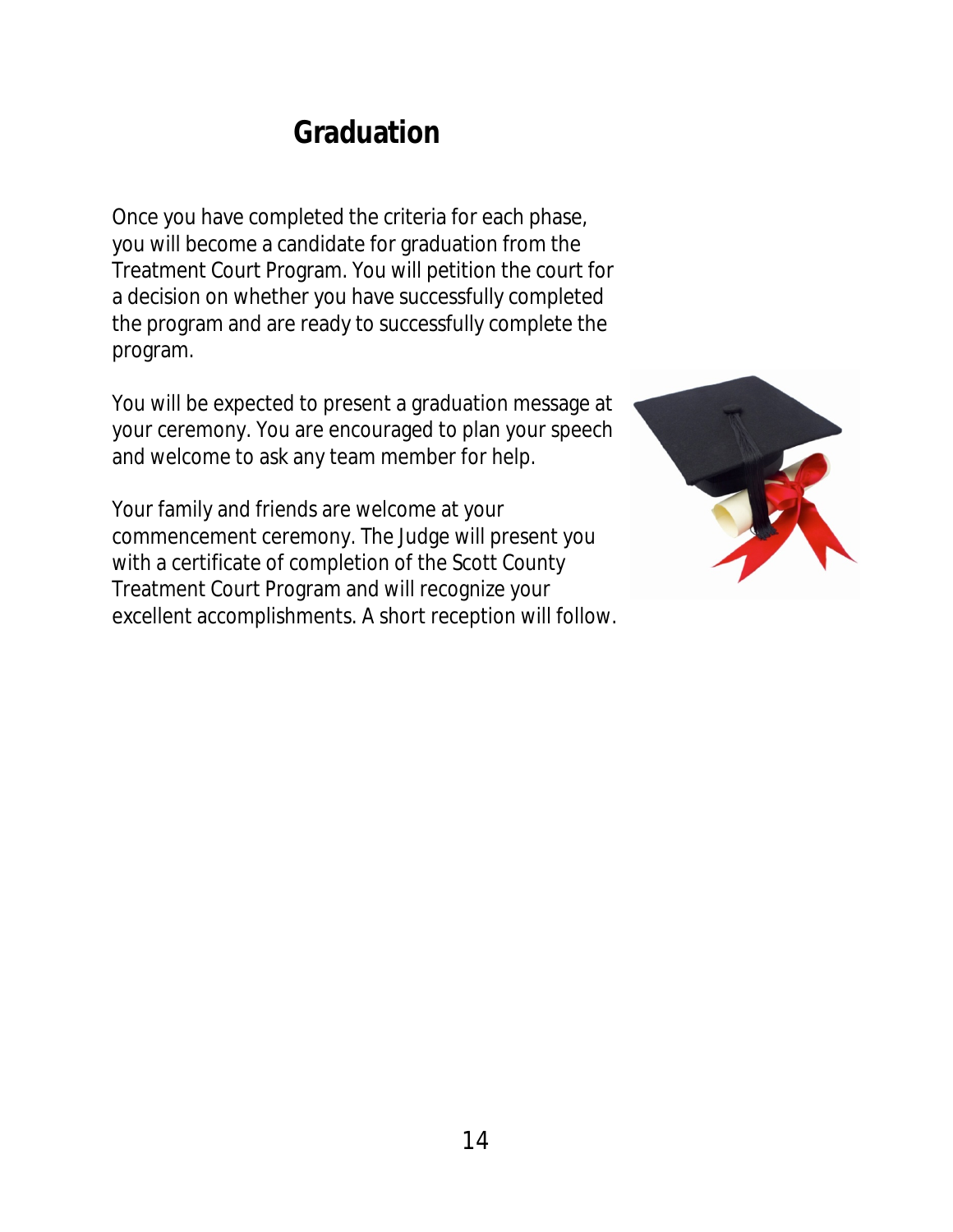# Graduation

Once you have completed the criteria for each phase, you will become a candidate for graduation from the Treatment Court Program. You will petition the court for a decision on whether you have successfully completed the program and are ready to successfully complete the program.

You will be expected to present a graduation message at your ceremony. You are encouraged to plan your speech and welcome to ask any team member for help.

Your family and friends are welcome at your commencement ceremony. The Judge will present you with a certificate of completion of the Scott County Treatment Court Program and will recognize your excellent accomplishments. A short reception will follow.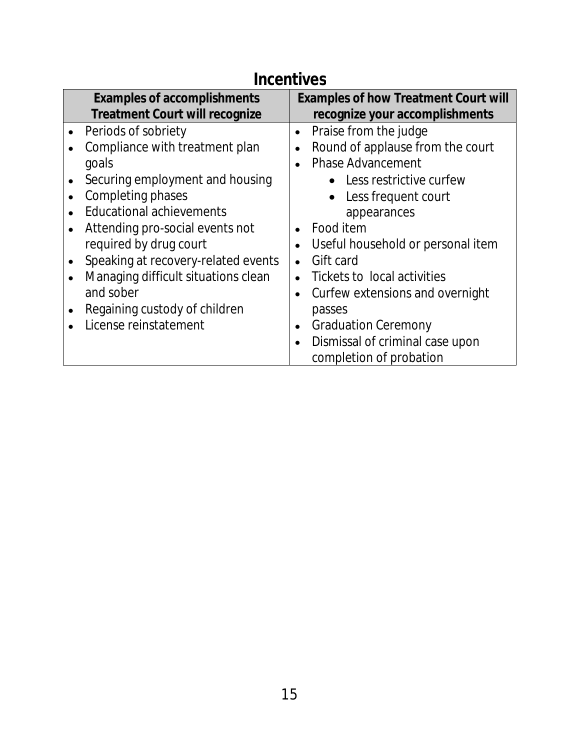## Incentives

| Examples of accomplishments Treatment Court will recognize | Examples of how Treatment Court will recognize your accomplishments |
|---|---|
| • Periods of sobriety<br>• Compliance with treatment plan goals<br>• Securing employment and housing<br>• Completing phases<br>• Educational achievements<br>• Attending pro-social events not required by drug court<br>• Speaking at recovery-related events<br>• Managing difficult situations clean and sober<br>• Regaining custody of children<br>• License reinstatement | • Praise from the judge<br>• Round of applause from the court<br>• Phase Advancement<br>&nbsp;&nbsp;&nbsp;&nbsp;• Less restrictive curfew<br>&nbsp;&nbsp;&nbsp;&nbsp;• Less frequent court appearances<br>• Food item<br>• Useful household or personal item<br>• Gift card<br>• Tickets to local activities<br>• Curfew extensions and overnight passes<br>• Graduation Ceremony<br>• Dismissal of criminal case upon completion of probation |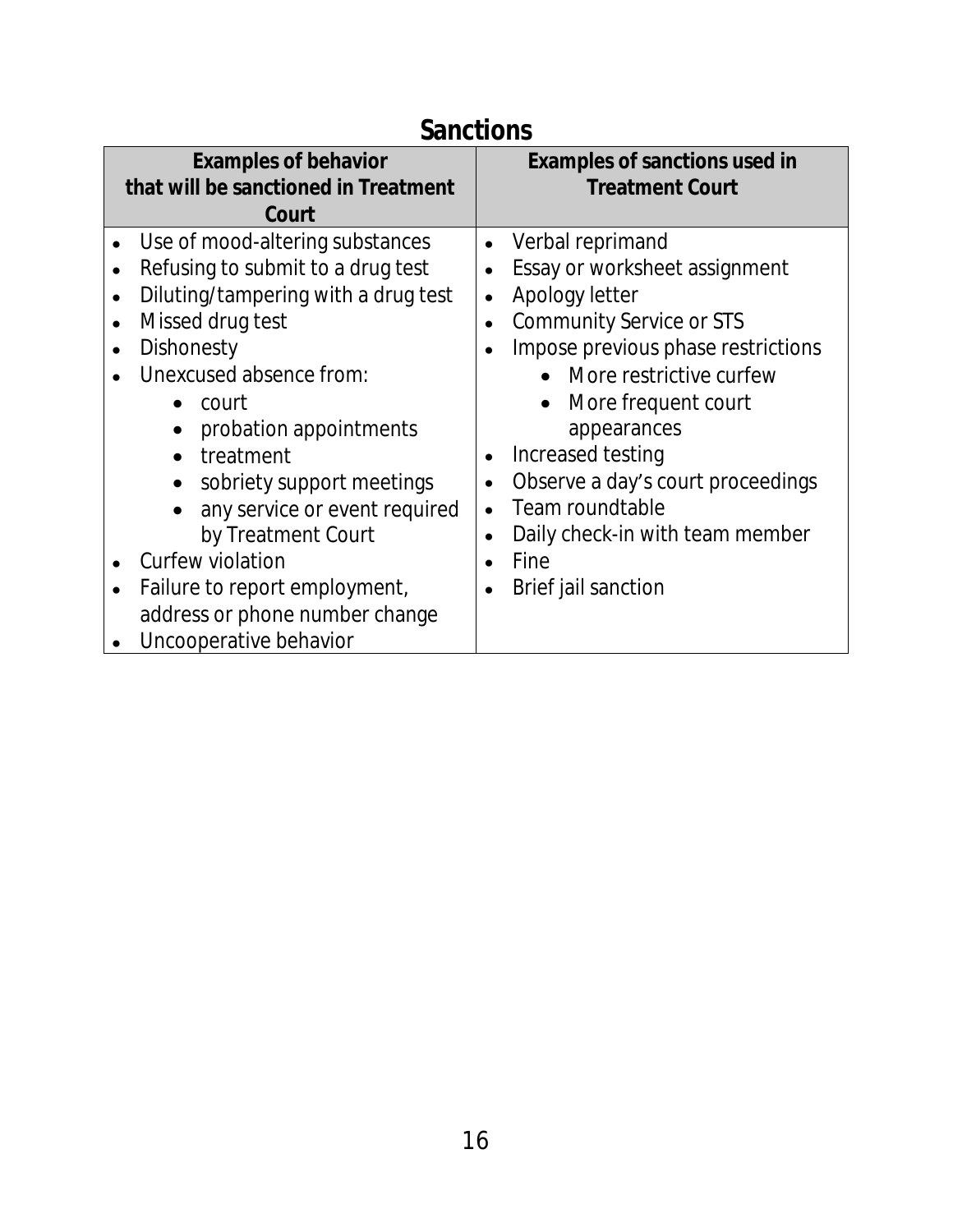## Sanctions

| Examples of behavior that will be sanctioned in Treatment Court | Examples of sanctions used in Treatment Court |
|---|---|
| • Use of mood-altering substances<br>• Refusing to submit to a drug test<br>• Diluting/tampering with a drug test<br>• Missed drug test<br>• Dishonesty<br>• Unexcused absence from:<br>&nbsp;&nbsp;&nbsp;&nbsp;• court<br>&nbsp;&nbsp;&nbsp;&nbsp;• probation appointments<br>&nbsp;&nbsp;&nbsp;&nbsp;• treatment<br>&nbsp;&nbsp;&nbsp;&nbsp;• sobriety support meetings<br>&nbsp;&nbsp;&nbsp;&nbsp;• any service or event required by Treatment Court<br>• Curfew violation<br>• Failure to report employment, address or phone number change<br>• Uncooperative behavior | • Verbal reprimand<br>• Essay or worksheet assignment<br>• Apology letter<br>• Community Service or STS<br>• Impose previous phase restrictions<br>&nbsp;&nbsp;&nbsp;&nbsp;• More restrictive curfew<br>&nbsp;&nbsp;&nbsp;&nbsp;• More frequent court appearances<br>• Increased testing<br>• Observe a day's court proceedings<br>• Team roundtable<br>• Daily check-in with team member<br>• Fine<br>• Brief jail sanction |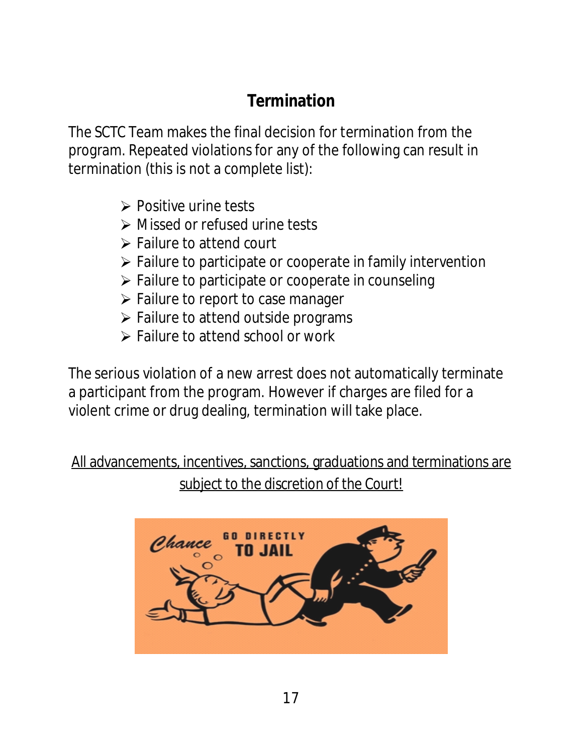## Termination

The SCTC Team makes the final decision for termination from the program. Repeated violations for any of the following can result in termination (this is not a complete list):

- Positive urine tests
- Missed or refused urine tests
- Failure to attend court
- Failure to participate or cooperate in family intervention
- Failure to participate or cooperate in counseling
- Failure to report to case manager
- Failure to attend outside programs
- Failure to attend school or work

The serious violation of a new arrest does not automatically terminate a participant from the program. However if charges are filed for a violent crime or drug dealing, termination will take place.

<u>All advancements, incentives, sanctions, graduations and terminations are subject to the discretion of the Court!</u>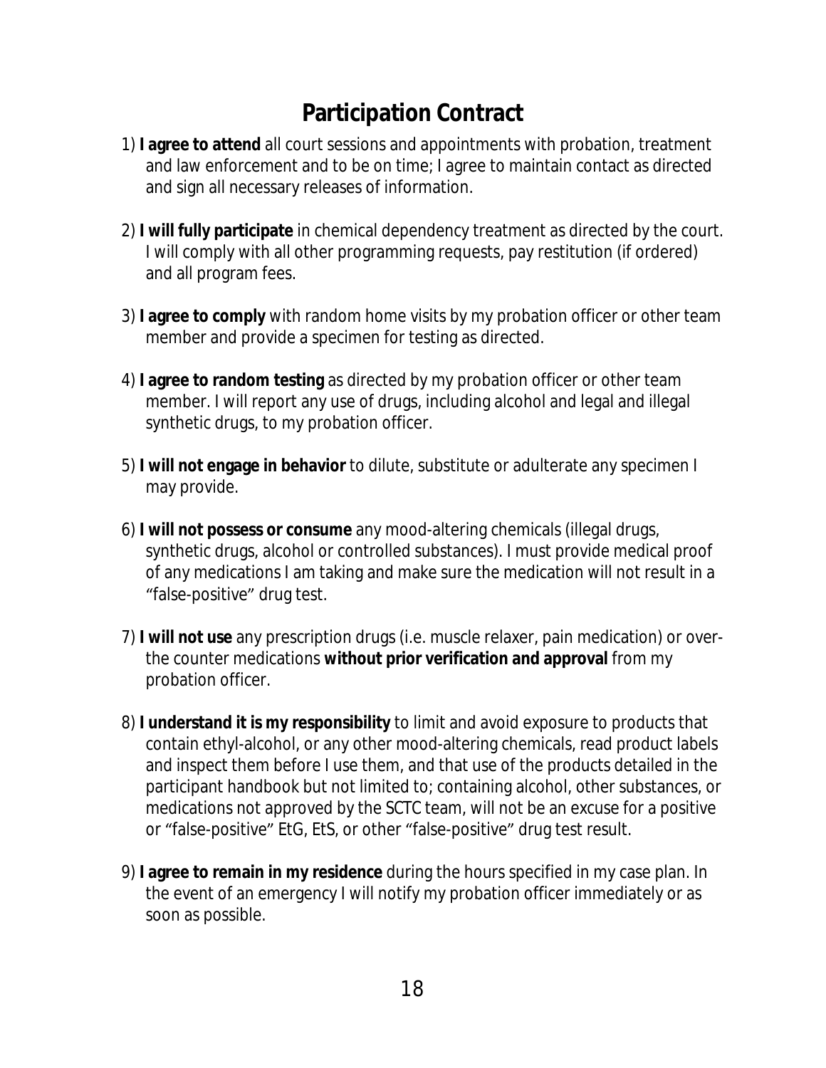# Participation Contract

1) **I agree to attend** all court sessions and appointments with probation, treatment and law enforcement and to be on time; I agree to maintain contact as directed and sign all necessary releases of information.

2) **I will fully participate** in chemical dependency treatment as directed by the court. I will comply with all other programming requests, pay restitution (if ordered) and all program fees.

3) **I agree to comply** with random home visits by my probation officer or other team member and provide a specimen for testing as directed.

4) **I agree to random testing** as directed by my probation officer or other team member. I will report any use of drugs, including alcohol and legal and illegal synthetic drugs, to my probation officer.

5) **I will not engage in behavior** to dilute, substitute or adulterate any specimen I may provide.

6) **I will not possess or consume** any mood-altering chemicals (illegal drugs, synthetic drugs, alcohol or controlled substances). I must provide medical proof of any medications I am taking and make sure the medication will not result in a "false-positive" drug test.

7) **I will not use** any prescription drugs (i.e. muscle relaxer, pain medication) or over-the counter medications **without prior verification and approval** from my probation officer.

8) **I understand it is my responsibility** to limit and avoid exposure to products that contain ethyl-alcohol, or any other mood-altering chemicals, read product labels and inspect them before I use them, and that use of the products detailed in the participant handbook but not limited to; containing alcohol, other substances, or medications not approved by the SCTC team, will not be an excuse for a positive or "false-positive" EtG, EtS, or other "false-positive" drug test result.

9) **I agree to remain in my residence** during the hours specified in my case plan. In the event of an emergency I will notify my probation officer immediately or as soon as possible.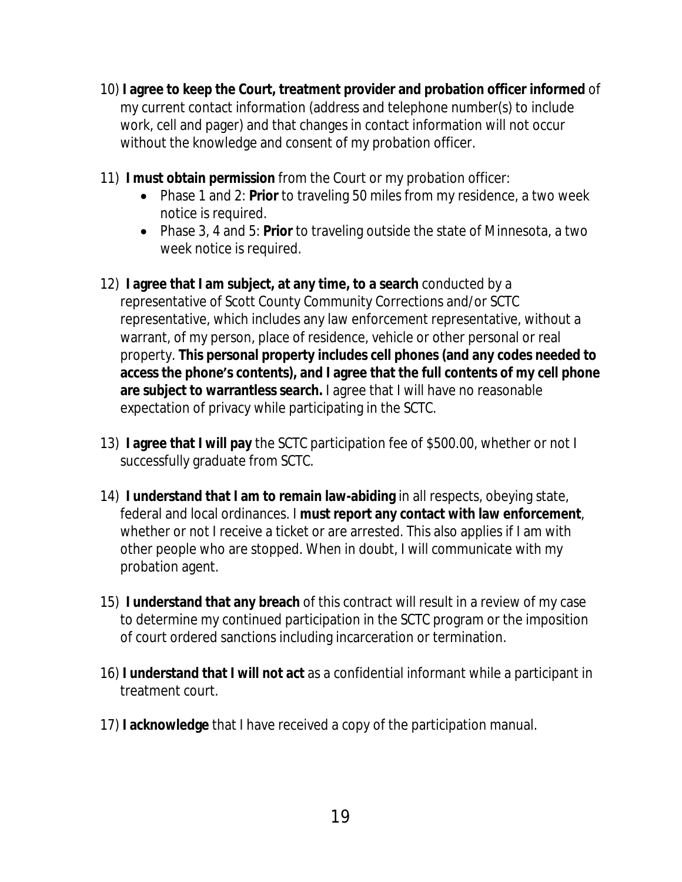10) **I agree to keep the Court, treatment provider and probation officer informed** of my current contact information (address and telephone number(s) to include work, cell and pager) and that changes in contact information will not occur without the knowledge and consent of my probation officer.

11) **I must obtain permission** from the Court or my probation officer:
    - Phase 1 and 2: **Prior** to traveling 50 miles from my residence, a two week notice is required.
    - Phase 3, 4 and 5: **Prior** to traveling outside the state of Minnesota, a two week notice is required.

12) **I agree that I am subject, at any time, to a search** conducted by a representative of Scott County Community Corrections and/or SCTC representative, which includes any law enforcement representative, without a warrant, of my person, place of residence, vehicle or other personal or real property. **This personal property includes cell phones (and any codes needed to access the phone's contents), and I agree that the full contents of my cell phone are subject to warrantless search.** I agree that I will have no reasonable expectation of privacy while participating in the SCTC.

13) **I agree that I will pay** the SCTC participation fee of $500.00, whether or not I successfully graduate from SCTC.

14) **I understand that I am to remain law-abiding** in all respects, obeying state, federal and local ordinances. I **must report any contact with law enforcement**, whether or not I receive a ticket or are arrested. This also applies if I am with other people who are stopped. When in doubt, I will communicate with my probation agent.

15) **I understand that any breach** of this contract will result in a review of my case to determine my continued participation in the SCTC program or the imposition of court ordered sanctions including incarceration or termination.

16) **I understand that I will not act** as a confidential informant while a participant in treatment court.

17) **I acknowledge** that I have received a copy of the participation manual.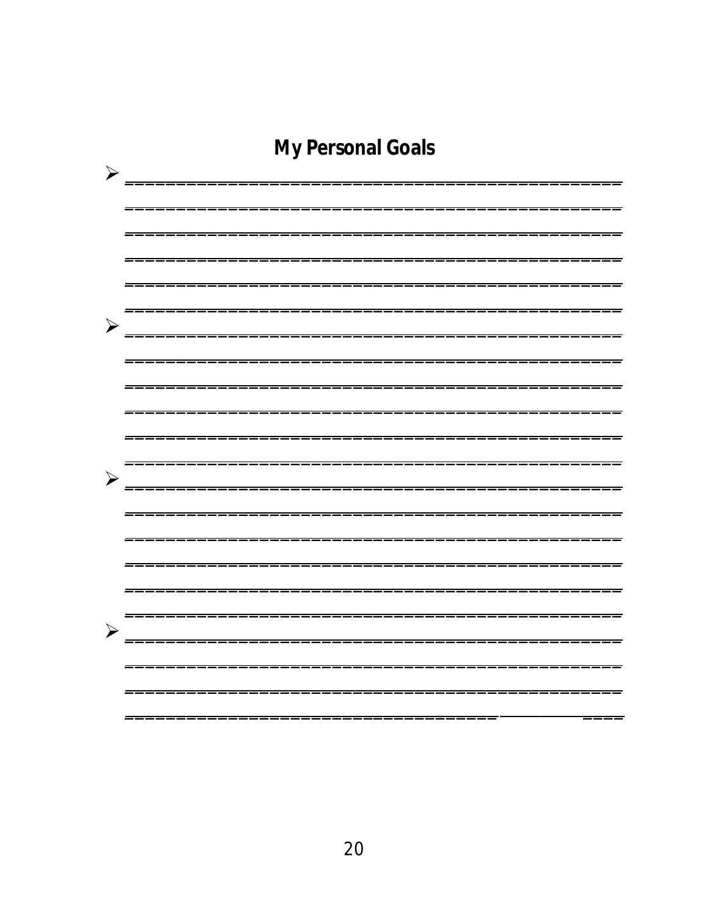# My Personal Goals

- ______________________________________________
  ______________________________________________
  ______________________________________________
  ______________________________________________
  ______________________________________________
  ______________________________________________
- ______________________________________________
  ______________________________________________
  ______________________________________________
  ______________________________________________
  ______________________________________________
  ______________________________________________
- ______________________________________________
  ______________________________________________
  ______________________________________________
  ______________________________________________
  ______________________________________________
  ______________________________________________
- ______________________________________________
  ______________________________________________
  ______________________________________________
  ______________________________________________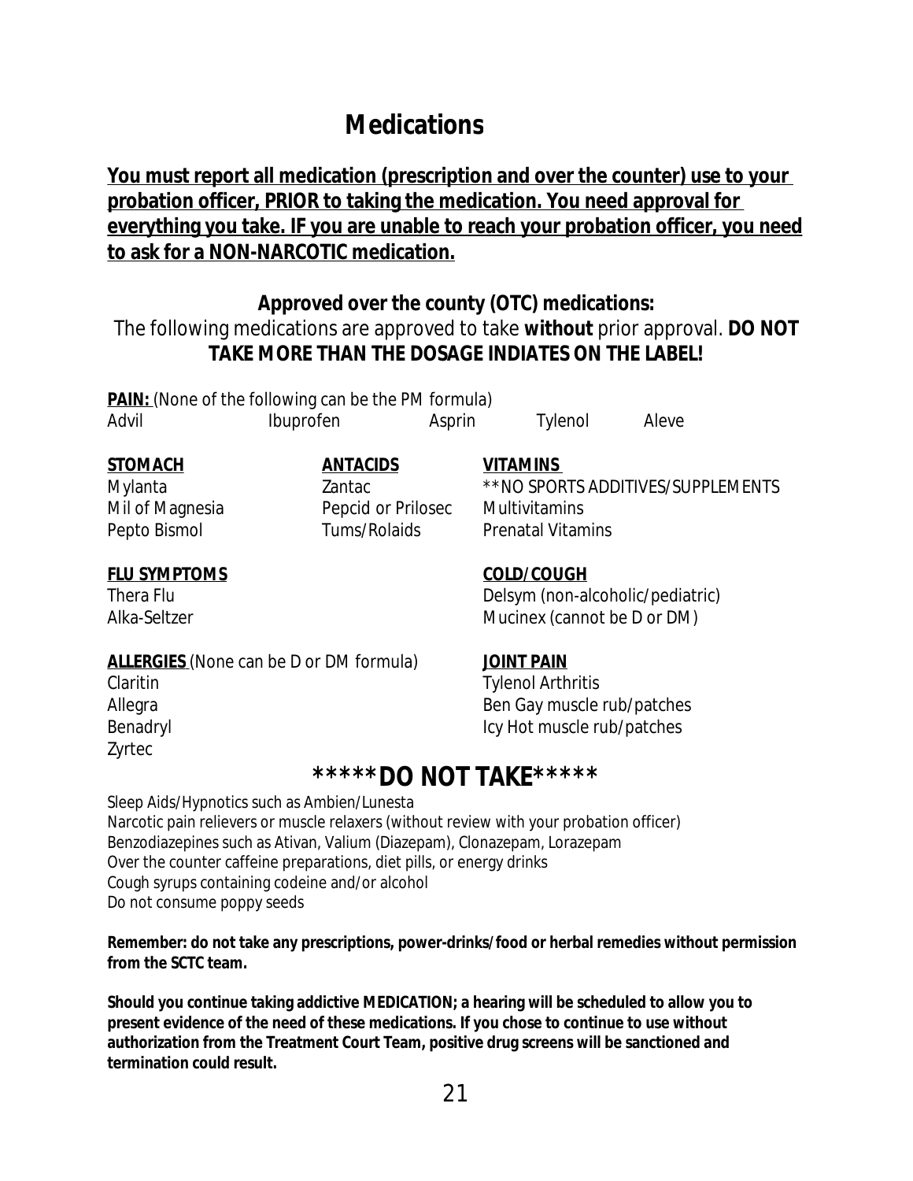# Medications

**<u>You must report all medication (prescription and over the counter) use to your probation officer, PRIOR to taking the medication. You need approval for everything you take. IF you are unable to reach your probation officer, you need to ask for a NON-NARCOTIC medication.</u>**

**Approved over the county (OTC) medications:**

The following medications are approved to take **without** prior approval. **DO NOT TAKE MORE THAN THE DOSAGE INDIATES ON THE LABEL!**

**<u>PAIN:</u>** (None of the following can be the PM formula)

Advil, Ibuprofen, Asprin, Tylenol, Aleve

**<u>STOMACH</u>**

Mylanta
Mil of Magnesia
Pepto Bismol

**<u>ANTACIDS</u>**

Zantac
Pepcid or Prilosec
Tums/Rolaids

**<u>VITAMINS</u>**

**NO SPORTS ADDITIVES/SUPPLEMENTS
Multivitamins
Prenatal Vitamins

**<u>FLU SYMPTOMS</u>**

Thera Flu
Alka-Seltzer

**<u>COLD/COUGH</u>**

Delsym (non-alcoholic/pediatric)
Mucinex (cannot be D or DM)

**<u>ALLERGIES</u>** (None can be D or DM formula)

Claritin
Allegra
Benadryl
Zyrtec

**<u>JOINT PAIN</u>**

Tylenol Arthritis
Ben Gay muscle rub/patches
Icy Hot muscle rub/patches

## *****DO NOT TAKE*****

Sleep Aids/Hypnotics such as Ambien/Lunesta
Narcotic pain relievers or muscle relaxers (without review with your probation officer)
Benzodiazepines such as Ativan, Valium (Diazepam), Clonazepam, Lorazepam
Over the counter caffeine preparations, diet pills, or energy drinks
Cough syrups containing codeine and/or alcohol
Do not consume poppy seeds

**Remember: do not take any prescriptions, power-drinks/food or herbal remedies without permission from the SCTC team.**

**Should you continue taking addictive MEDICATION; a hearing will be scheduled to allow you to present evidence of the need of these medications. If you chose to continue to use without authorization from the Treatment Court Team, positive drug screens will be sanctioned and termination could result.**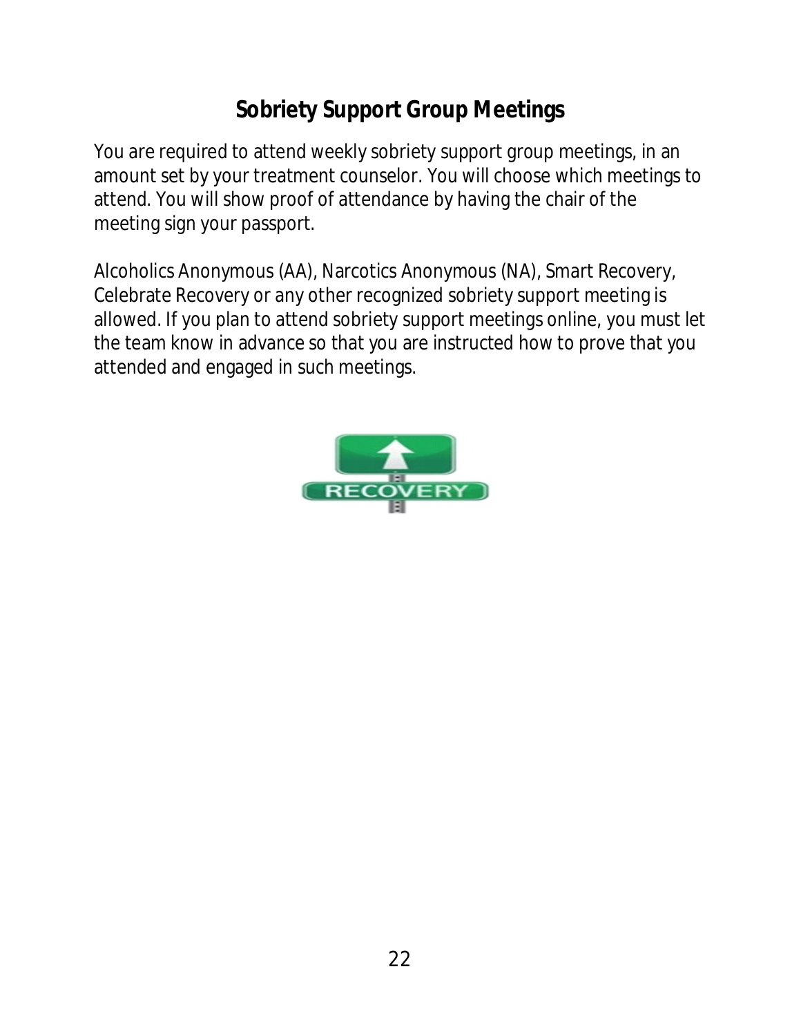# Sobriety Support Group Meetings

You are required to attend weekly sobriety support group meetings, in an amount set by your treatment counselor. You will choose which meetings to attend. You will show proof of attendance by having the chair of the meeting sign your passport.

Alcoholics Anonymous (AA), Narcotics Anonymous (NA), Smart Recovery, Celebrate Recovery or any other recognized sobriety support meeting is allowed. If you plan to attend sobriety support meetings online, you must let the team know in advance so that you are instructed how to prove that you attended and engaged in such meetings.